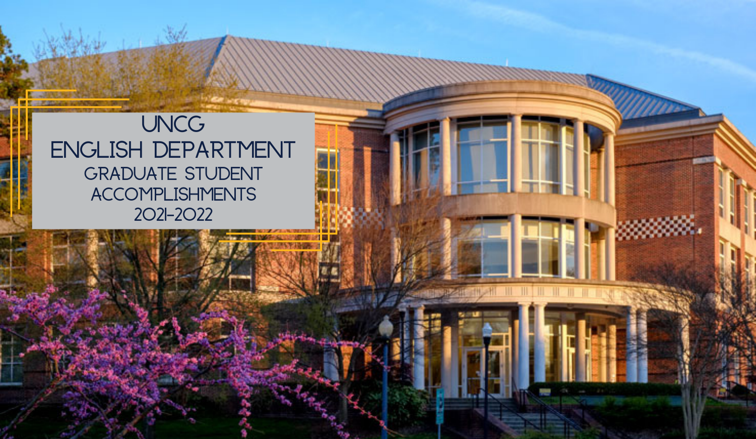# UNCG ENGLISH DEPARTMENT

## GRADUATE STUDENT ACCOMPLISHMENTS 2021-2022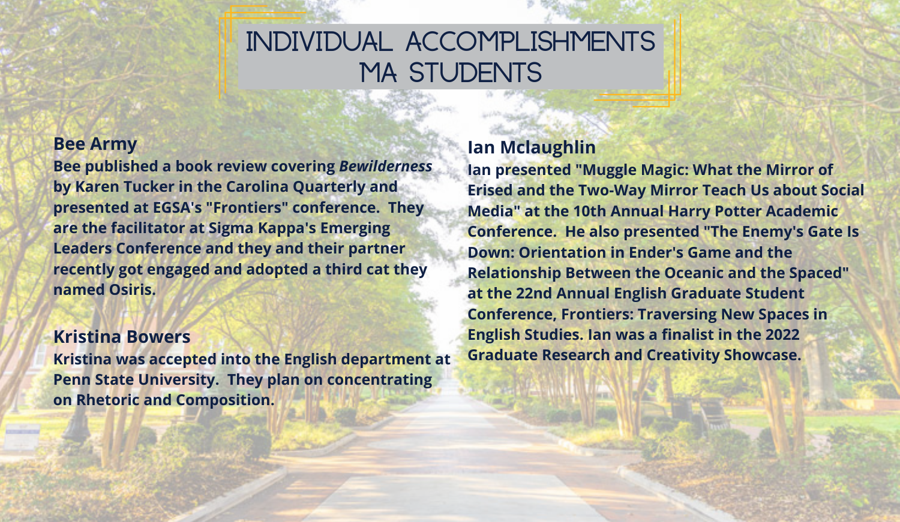# INDIVIDUAL ACCOMPLISHMENTS MA STUDENTS

## Bee Army

**Bee published a book review covering *Bewilderness* by Karen Tucker in the Carolina Quarterly and presented at EGSA's "Frontiers" conference. They are the facilitator at Sigma Kappa's Emerging Leaders Conference and they and their partner recently got engaged and adopted a third cat they named Osiris.**

## Kristina Bowers

**Kristina was accepted into the English department at Penn State University. They plan on concentrating on Rhetoric and Composition.**

## Ian Mclaughlin

**Ian presented "Muggle Magic: What the Mirror of Erised and the Two-Way Mirror Teach Us about Social Media" at the 10th Annual Harry Potter Academic Conference. He also presented "The Enemy's Gate Is Down: Orientation in Ender's Game and the Relationship Between the Oceanic and the Spaced" at the 22nd Annual English Graduate Student Conference, Frontiers: Traversing New Spaces in English Studies. Ian was a finalist in the 2022 Graduate Research and Creativity Showcase.**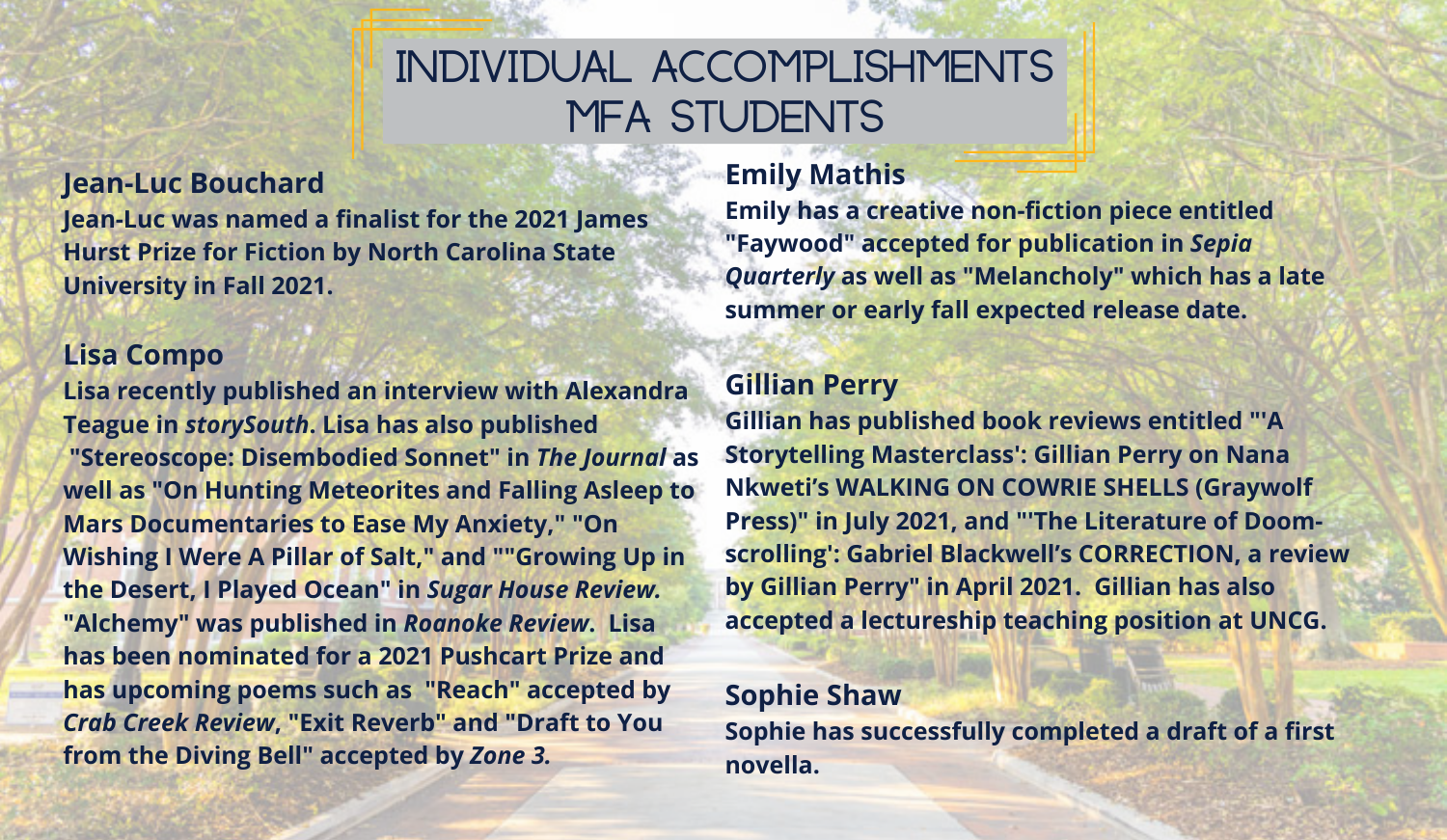# INDIVIDUAL ACCOMPLISHMENTS MFA STUDENTS

## Jean-Luc Bouchard

**Jean-Luc was named a finalist for the 2021 James Hurst Prize for Fiction by North Carolina State University in Fall 2021.**

## Lisa Compo

**Lisa recently published an interview with Alexandra Teague in *storySouth*. Lisa has also published "Stereoscope: Disembodied Sonnet" in *The Journal* as well as "On Hunting Meteorites and Falling Asleep to Mars Documentaries to Ease My Anxiety," "On Wishing I Were A Pillar of Salt," and ""Growing Up in the Desert, I Played Ocean" in *Sugar House Review*. "Alchemy" was published in *Roanoke Review*. Lisa has been nominated for a 2021 Pushcart Prize and has upcoming poems such as "Reach" accepted by *Crab Creek Review*, "Exit Reverb" and "Draft to You from the Diving Bell" accepted by *Zone 3*.**

## Emily Mathis

**Emily has a creative non-fiction piece entitled "Faywood" accepted for publication in *Sepia Quarterly* as well as "Melancholy" which has a late summer or early fall expected release date.**

## Gillian Perry

**Gillian has published book reviews entitled "'A Storytelling Masterclass': Gillian Perry on Nana Nkweti's WALKING ON COWRIE SHELLS (Graywolf Press)" in July 2021, and "'The Literature of Doom-scrolling': Gabriel Blackwell's CORRECTION, a review by Gillian Perry" in April 2021. Gillian has also accepted a lectureship teaching position at UNCG.**

## Sophie Shaw

**Sophie has successfully completed a draft of a first novella.**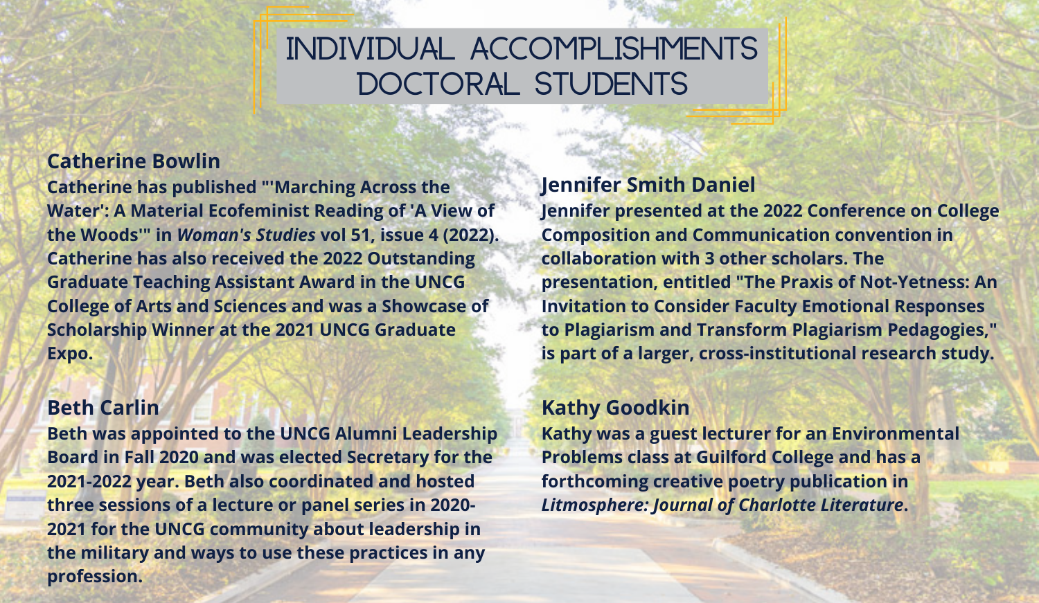# INDIVIDUAL ACCOMPLISHMENTS DOCTORAL STUDENTS

## Catherine Bowlin

**Catherine has published "'Marching Across the Water': A Material Ecofeminist Reading of 'A View of the Woods'" in *Woman's Studies* vol 51, issue 4 (2022). Catherine has also received the 2022 Outstanding Graduate Teaching Assistant Award in the UNCG College of Arts and Sciences and was a Showcase of Scholarship Winner at the 2021 UNCG Graduate Expo.**

## Beth Carlin

**Beth was appointed to the UNCG Alumni Leadership Board in Fall 2020 and was elected Secretary for the 2021-2022 year. Beth also coordinated and hosted three sessions of a lecture or panel series in 2020-2021 for the UNCG community about leadership in the military and ways to use these practices in any profession.**

## Jennifer Smith Daniel

**Jennifer presented at the 2022 Conference on College Composition and Communication convention in collaboration with 3 other scholars. The presentation, entitled "The Praxis of Not-Yetness: An Invitation to Consider Faculty Emotional Responses to Plagiarism and Transform Plagiarism Pedagogies," is part of a larger, cross-institutional research study.**

## Kathy Goodkin

**Kathy was a guest lecturer for an Environmental Problems class at Guilford College and has a forthcoming creative poetry publication in *Litmosphere: Journal of Charlotte Literature*.**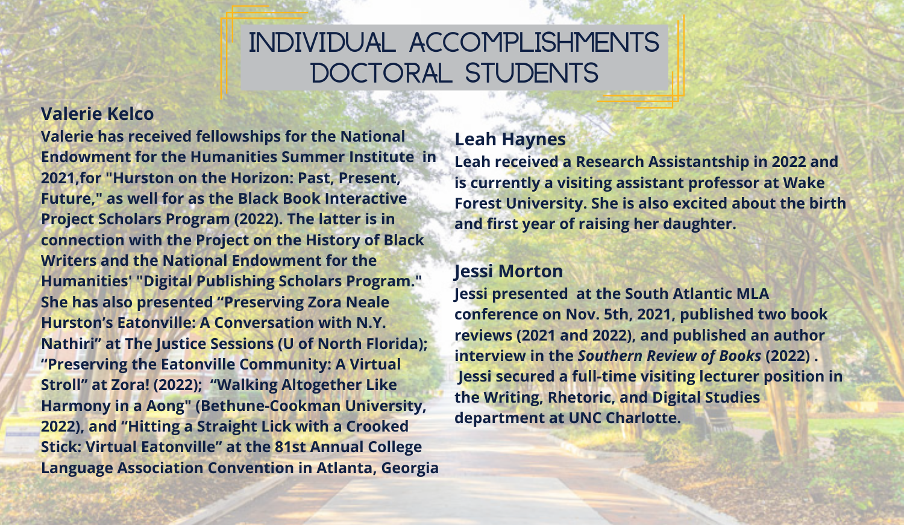# INDIVIDUAL ACCOMPLISHMENTS DOCTORAL STUDENTS

**Valerie Kelco**

**Valerie has received fellowships for the National Endowment for the Humanities Summer Institute in 2021,for "Hurston on the Horizon: Past, Present, Future," as well for as the Black Book Interactive Project Scholars Program (2022). The latter is in connection with the Project on the History of Black Writers and the National Endowment for the Humanities' "Digital Publishing Scholars Program." She has also presented “Preserving Zora Neale Hurston’s Eatonville: A Conversation with N.Y. Nathiri” at The Justice Sessions (U of North Florida); “Preserving the Eatonville Community: A Virtual Stroll” at Zora! (2022); “Walking Altogether Like Harmony in a Aong" (Bethune-Cookman University, 2022), and “Hitting a Straight Lick with a Crooked Stick: Virtual Eatonville” at the 81st Annual College Language Association Convention in Atlanta, Georgia**

**Leah Haynes**

**Leah received a Research Assistantship in 2022 and is currently a visiting assistant professor at Wake Forest University. She is also excited about the birth and first year of raising her daughter.**

**Jessi Morton**

**Jessi presented at the South Atlantic MLA conference on Nov. 5th, 2021, published two book reviews (2021 and 2022), and published an author interview in the *Southern Review of Books* (2022) . Jessi secured a full-time visiting lecturer position in the Writing, Rhetoric, and Digital Studies department at UNC Charlotte.**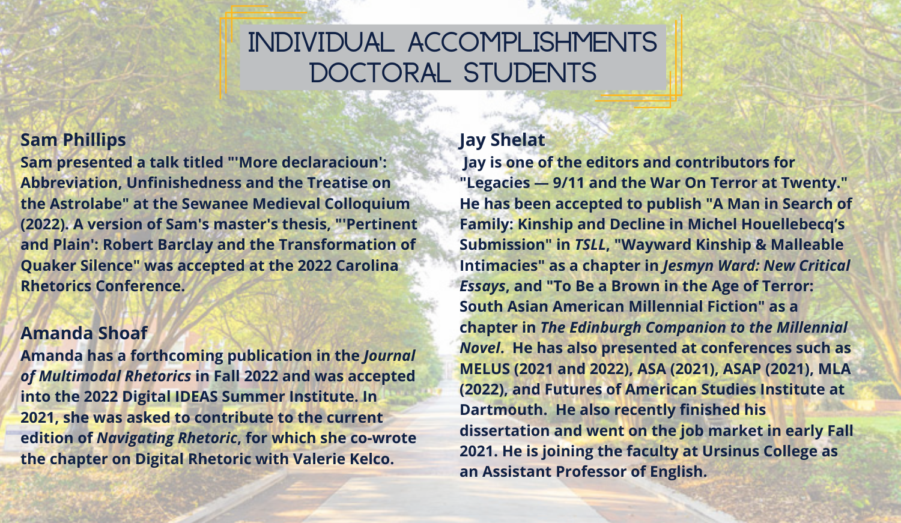# INDIVIDUAL ACCOMPLISHMENTS DOCTORAL STUDENTS

## Sam Phillips

**Sam presented a talk titled "'More declaracioun': Abbreviation, Unfinishedness and the Treatise on the Astrolabe" at the Sewanee Medieval Colloquium (2022). A version of Sam's master's thesis, "'Pertinent and Plain': Robert Barclay and the Transformation of Quaker Silence" was accepted at the 2022 Carolina Rhetorics Conference.**

## Amanda Shoaf

**Amanda has a forthcoming publication in the *Journal of Multimodal Rhetorics* in Fall 2022 and was accepted into the 2022 Digital IDEAS Summer Institute. In 2021, she was asked to contribute to the current edition of *Navigating Rhetoric*, for which she co-wrote the chapter on Digital Rhetoric with Valerie Kelco.**

## Jay Shelat

**Jay is one of the editors and contributors for "Legacies — 9/11 and the War On Terror at Twenty." He has been accepted to publish "A Man in Search of Family: Kinship and Decline in Michel Houellebecq's Submission" in *TSLL*, "Wayward Kinship & Malleable Intimacies" as a chapter in *Jesmyn Ward: New Critical Essays*, and "To Be a Brown in the Age of Terror: South Asian American Millennial Fiction" as a chapter in *The Edinburgh Companion to the Millennial Novel*. He has also presented at conferences such as MELUS (2021 and 2022), ASA (2021), ASAP (2021), MLA (2022), and Futures of American Studies Institute at Dartmouth. He also recently finished his dissertation and went on the job market in early Fall 2021. He is joining the faculty at Ursinus College as an Assistant Professor of English.**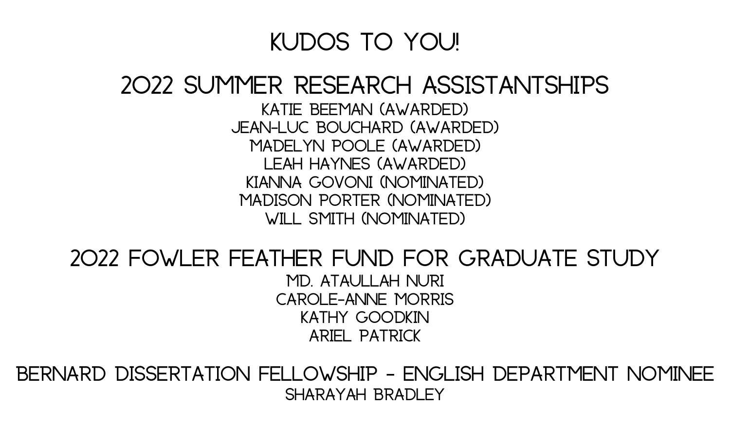# KUDOS TO YOU!

## 2022 SUMMER RESEARCH ASSISTANTSHIPS

KATIE BEEMAN (AWARDED)
JEAN-LUC BOUCHARD (AWARDED)
MADELYN POOLE (AWARDED)
LEAH HAYNES (AWARDED)
KIANNA GOVONI (NOMINATED)
MADISON PORTER (NOMINATED)
WILL SMITH (NOMINATED)

## 2022 FOWLER FEATHER FUND FOR GRADUATE STUDY

MD. ATAULLAH NURI
CAROLE-ANNE MORRIS
KATHY GOODKIN
ARIEL PATRICK

## BERNARD DISSERTATION FELLOWSHIP - ENGLISH DEPARTMENT NOMINEE

SHARAYAH BRADLEY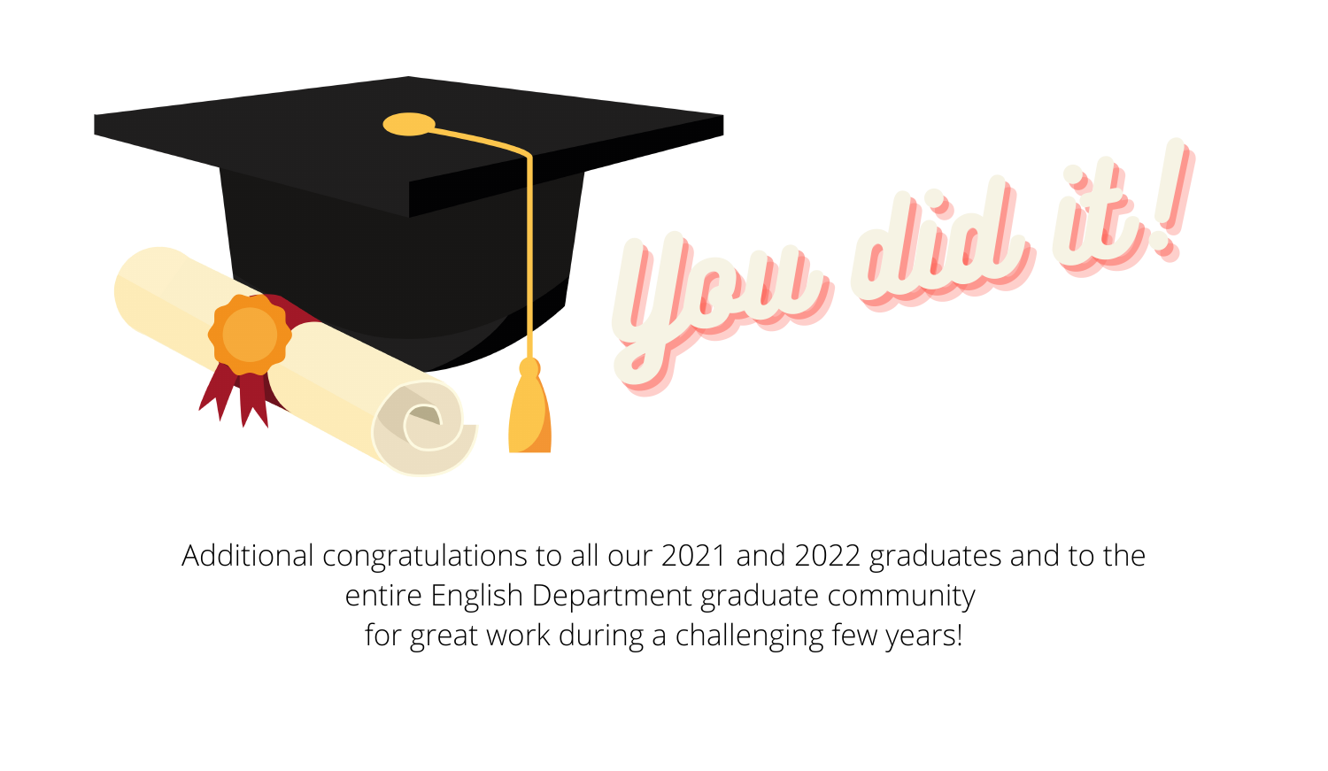# You did it!

Additional congratulations to all our 2021 and 2022 graduates and to the entire English Department graduate community for great work during a challenging few years!